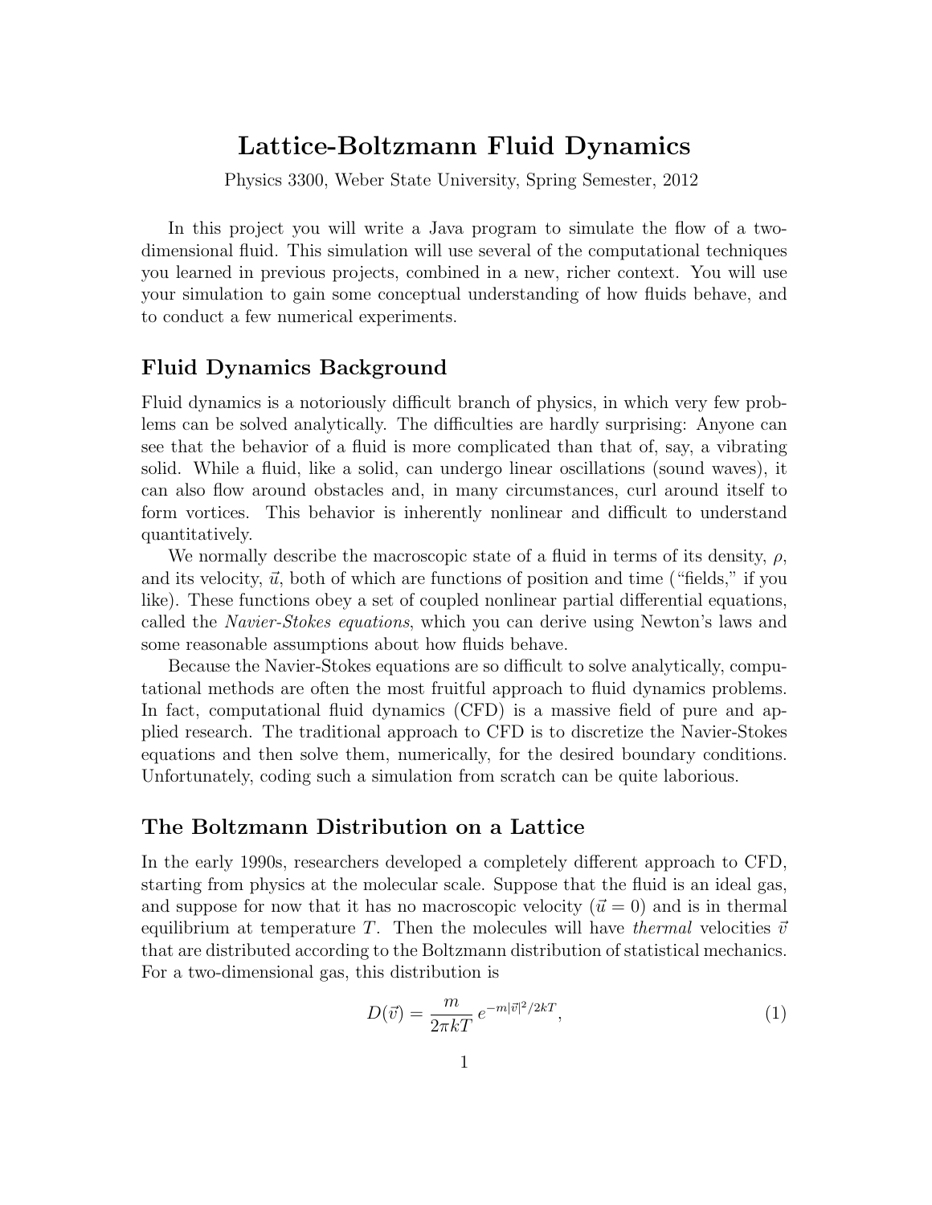# Lattice-Boltzmann Fluid Dynamics

Physics 3300, Weber State University, Spring Semester, 2012

In this project you will write a Java program to simulate the flow of a two-dimensional fluid. This simulation will use several of the computational techniques you learned in previous projects, combined in a new, richer context. You will use your simulation to gain some conceptual understanding of how fluids behave, and to conduct a few numerical experiments.

## Fluid Dynamics Background

Fluid dynamics is a notoriously difficult branch of physics, in which very few problems can be solved analytically. The difficulties are hardly surprising: Anyone can see that the behavior of a fluid is more complicated than that of, say, a vibrating solid. While a fluid, like a solid, can undergo linear oscillations (sound waves), it can also flow around obstacles and, in many circumstances, curl around itself to form vortices. This behavior is inherently nonlinear and difficult to understand quantitatively.

We normally describe the macroscopic state of a fluid in terms of its density, $\rho$, and its velocity, $\vec{u}$, both of which are functions of position and time ("fields," if you like). These functions obey a set of coupled nonlinear partial differential equations, called the *Navier-Stokes equations*, which you can derive using Newton's laws and some reasonable assumptions about how fluids behave.

Because the Navier-Stokes equations are so difficult to solve analytically, computational methods are often the most fruitful approach to fluid dynamics problems. In fact, computational fluid dynamics (CFD) is a massive field of pure and applied research. The traditional approach to CFD is to discretize the Navier-Stokes equations and then solve them, numerically, for the desired boundary conditions. Unfortunately, coding such a simulation from scratch can be quite laborious.

## The Boltzmann Distribution on a Lattice

In the early 1990s, researchers developed a completely different approach to CFD, starting from physics at the molecular scale. Suppose that the fluid is an ideal gas, and suppose for now that it has no macroscopic velocity ($\vec{u} = 0$) and is in thermal equilibrium at temperature $T$. Then the molecules will have *thermal* velocities $\vec{v}$ that are distributed according to the Boltzmann distribution of statistical mechanics. For a two-dimensional gas, this distribution is

$$D(\vec{v}) = \frac{m}{2\pi kT}\, e^{-m|\vec{v}|^2/2kT}, \tag{1}$$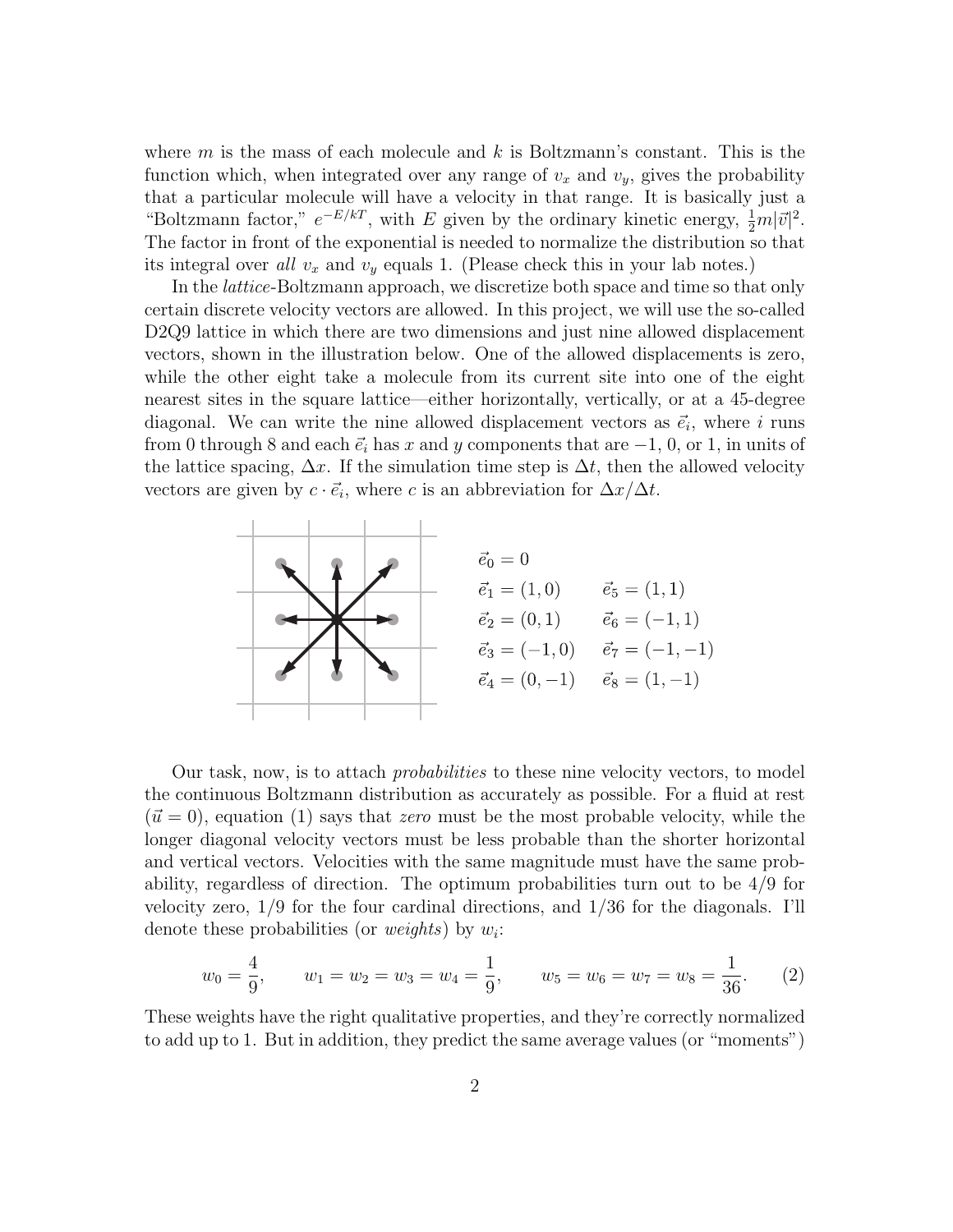where $m$ is the mass of each molecule and $k$ is Boltzmann's constant. This is the function which, when integrated over any range of $v_x$ and $v_y$, gives the probability that a particular molecule will have a velocity in that range. It is basically just a "Boltzmann factor," $e^{-E/kT}$, with $E$ given by the ordinary kinetic energy, $\frac{1}{2}m|\vec{v}|^2$. The factor in front of the exponential is needed to normalize the distribution so that its integral over *all* $v_x$ and $v_y$ equals 1. (Please check this in your lab notes.)

In the *lattice*-Boltzmann approach, we discretize both space and time so that only certain discrete velocity vectors are allowed. In this project, we will use the so-called D2Q9 lattice in which there are two dimensions and just nine allowed displacement vectors, shown in the illustration below. One of the allowed displacements is zero, while the other eight take a molecule from its current site into one of the eight nearest sites in the square lattice—either horizontally, vertically, or at a 45-degree diagonal. We can write the nine allowed displacement vectors as $\vec{e}_i$, where $i$ runs from 0 through 8 and each $\vec{e}_i$ has $x$ and $y$ components that are $-1$, 0, or 1, in units of the lattice spacing, $\Delta x$. If the simulation time step is $\Delta t$, then the allowed velocity vectors are given by $c \cdot \vec{e}_i$, where $c$ is an abbreviation for $\Delta x / \Delta t$.

$\vec{e}_0 = 0$

$\vec{e}_1 = (1, 0)$ $\quad$ $\vec{e}_5 = (1, 1)$

$\vec{e}_2 = (0, 1)$ $\quad$ $\vec{e}_6 = (-1, 1)$

$\vec{e}_3 = (-1, 0)$ $\quad$ $\vec{e}_7 = (-1, -1)$

$\vec{e}_4 = (0, -1)$ $\quad$ $\vec{e}_8 = (1, -1)$

Our task, now, is to attach *probabilities* to these nine velocity vectors, to model the continuous Boltzmann distribution as accurately as possible. For a fluid at rest ($\vec{u} = 0$), equation (1) says that *zero* must be the most probable velocity, while the longer diagonal velocity vectors must be less probable than the shorter horizontal and vertical vectors. Velocities with the same magnitude must have the same probability, regardless of direction. The optimum probabilities turn out to be 4/9 for velocity zero, 1/9 for the four cardinal directions, and 1/36 for the diagonals. I'll denote these probabilities (or *weights*) by $w_i$:

$$w_0 = \frac{4}{9}, \qquad w_1 = w_2 = w_3 = w_4 = \frac{1}{9}, \qquad w_5 = w_6 = w_7 = w_8 = \frac{1}{36}. \tag{2}$$

These weights have the right qualitative properties, and they're correctly normalized to add up to 1. But in addition, they predict the same average values (or "moments")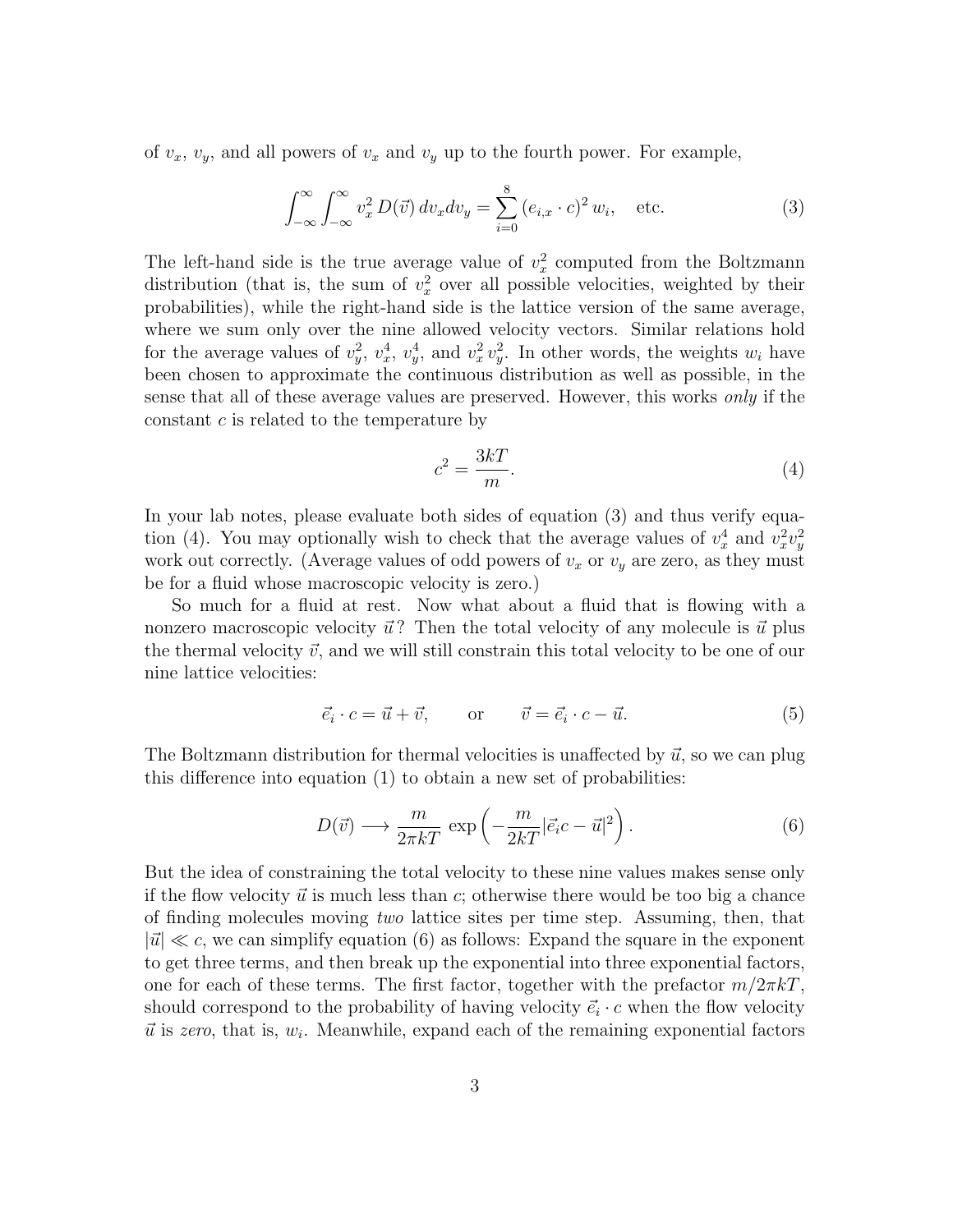of $v_x$, $v_y$, and all powers of $v_x$ and $v_y$ up to the fourth power. For example,

$$\int_{-\infty}^{\infty}\int_{-\infty}^{\infty} v_x^2\, D(\vec{v})\, dv_x dv_y = \sum_{i=0}^{8} (e_{i,x}\cdot c)^2\, w_i, \quad \text{etc.} \tag{3}$$

The left-hand side is the true average value of $v_x^2$ computed from the Boltzmann distribution (that is, the sum of $v_x^2$ over all possible velocities, weighted by their probabilities), while the right-hand side is the lattice version of the same average, where we sum only over the nine allowed velocity vectors. Similar relations hold for the average values of $v_y^2$, $v_x^4$, $v_y^4$, and $v_x^2 v_y^2$. In other words, the weights $w_i$ have been chosen to approximate the continuous distribution as well as possible, in the sense that all of these average values are preserved. However, this works *only* if the constant $c$ is related to the temperature by

$$c^2 = \frac{3kT}{m}. \tag{4}$$

In your lab notes, please evaluate both sides of equation (3) and thus verify equation (4). You may optionally wish to check that the average values of $v_x^4$ and $v_x^2 v_y^2$ work out correctly. (Average values of odd powers of $v_x$ or $v_y$ are zero, as they must be for a fluid whose macroscopic velocity is zero.)

So much for a fluid at rest. Now what about a fluid that is flowing with a nonzero macroscopic velocity $\vec{u}$? Then the total velocity of any molecule is $\vec{u}$ plus the thermal velocity $\vec{v}$, and we will still constrain this total velocity to be one of our nine lattice velocities:

$$\vec{e}_i \cdot c = \vec{u} + \vec{v}, \qquad \text{or} \qquad \vec{v} = \vec{e}_i \cdot c - \vec{u}. \tag{5}$$

The Boltzmann distribution for thermal velocities is unaffected by $\vec{u}$, so we can plug this difference into equation (1) to obtain a new set of probabilities:

$$D(\vec{v}) \longrightarrow \frac{m}{2\pi kT}\, \exp\left(-\frac{m}{2kT}|\vec{e}_i c - \vec{u}|^2\right). \tag{6}$$

But the idea of constraining the total velocity to these nine values makes sense only if the flow velocity $\vec{u}$ is much less than $c$; otherwise there would be too big a chance of finding molecules moving *two* lattice sites per time step. Assuming, then, that $|\vec{u}| \ll c$, we can simplify equation (6) as follows: Expand the square in the exponent to get three terms, and then break up the exponential into three exponential factors, one for each of these terms. The first factor, together with the prefactor $m/2\pi kT$, should correspond to the probability of having velocity $\vec{e}_i \cdot c$ when the flow velocity $\vec{u}$ is *zero*, that is, $w_i$. Meanwhile, expand each of the remaining exponential factors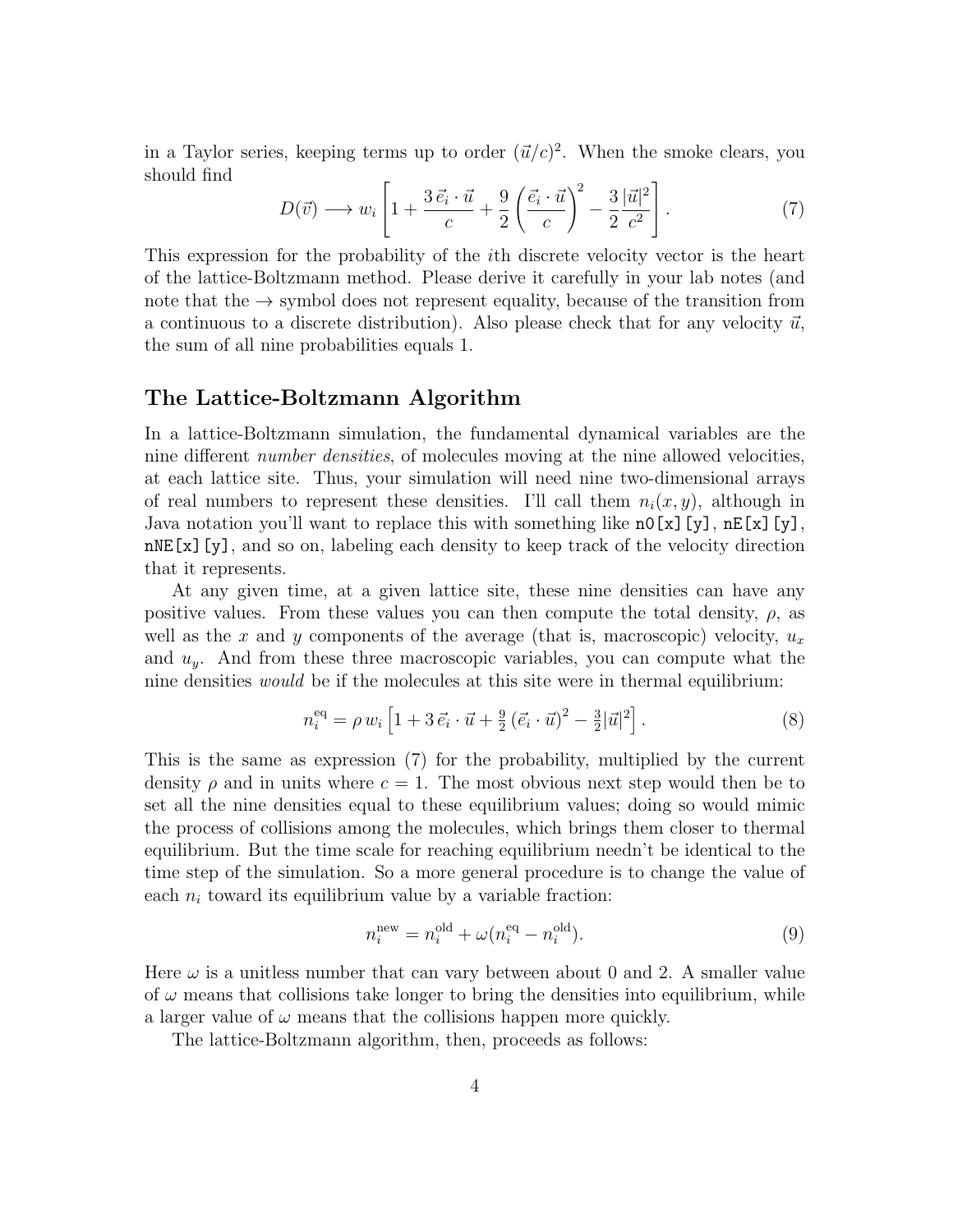in a Taylor series, keeping terms up to order $(\vec{u}/c)^2$. When the smoke clears, you should find

$$D(\vec{v}) \longrightarrow w_i \left[ 1 + \frac{3\,\vec{e}_i \cdot \vec{u}}{c} + \frac{9}{2}\left(\frac{\vec{e}_i \cdot \vec{u}}{c}\right)^2 - \frac{3}{2}\frac{|\vec{u}|^2}{c^2} \right]. \tag{7}$$

This expression for the probability of the $i$th discrete velocity vector is the heart of the lattice-Boltzmann method. Please derive it carefully in your lab notes (and note that the $\rightarrow$ symbol does not represent equality, because of the transition from a continuous to a discrete distribution). Also please check that for any velocity $\vec{u}$, the sum of all nine probabilities equals 1.

## The Lattice-Boltzmann Algorithm

In a lattice-Boltzmann simulation, the fundamental dynamical variables are the nine different *number densities*, of molecules moving at the nine allowed velocities, at each lattice site. Thus, your simulation will need nine two-dimensional arrays of real numbers to represent these densities. I'll call them $n_i(x, y)$, although in Java notation you'll want to replace this with something like `n0[x][y]`, `nE[x][y]`, `nNE[x][y]`, and so on, labeling each density to keep track of the velocity direction that it represents.

At any given time, at a given lattice site, these nine densities can have any positive values. From these values you can then compute the total density, $\rho$, as well as the $x$ and $y$ components of the average (that is, macroscopic) velocity, $u_x$ and $u_y$. And from these three macroscopic variables, you can compute what the nine densities *would* be if the molecules at this site were in thermal equilibrium:

$$n_i^{\text{eq}} = \rho\, w_i \left[ 1 + 3\,\vec{e}_i \cdot \vec{u} + \tfrac{9}{2}\,(\vec{e}_i \cdot \vec{u})^2 - \tfrac{3}{2}|\vec{u}|^2 \right]. \tag{8}$$

This is the same as expression (7) for the probability, multiplied by the current density $\rho$ and in units where $c = 1$. The most obvious next step would then be to set all the nine densities equal to these equilibrium values; doing so would mimic the process of collisions among the molecules, which brings them closer to thermal equilibrium. But the time scale for reaching equilibrium needn't be identical to the time step of the simulation. So a more general procedure is to change the value of each $n_i$ toward its equilibrium value by a variable fraction:

$$n_i^{\text{new}} = n_i^{\text{old}} + \omega(n_i^{\text{eq}} - n_i^{\text{old}}). \tag{9}$$

Here $\omega$ is a unitless number that can vary between about 0 and 2. A smaller value of $\omega$ means that collisions take longer to bring the densities into equilibrium, while a larger value of $\omega$ means that the collisions happen more quickly.

The lattice-Boltzmann algorithm, then, proceeds as follows: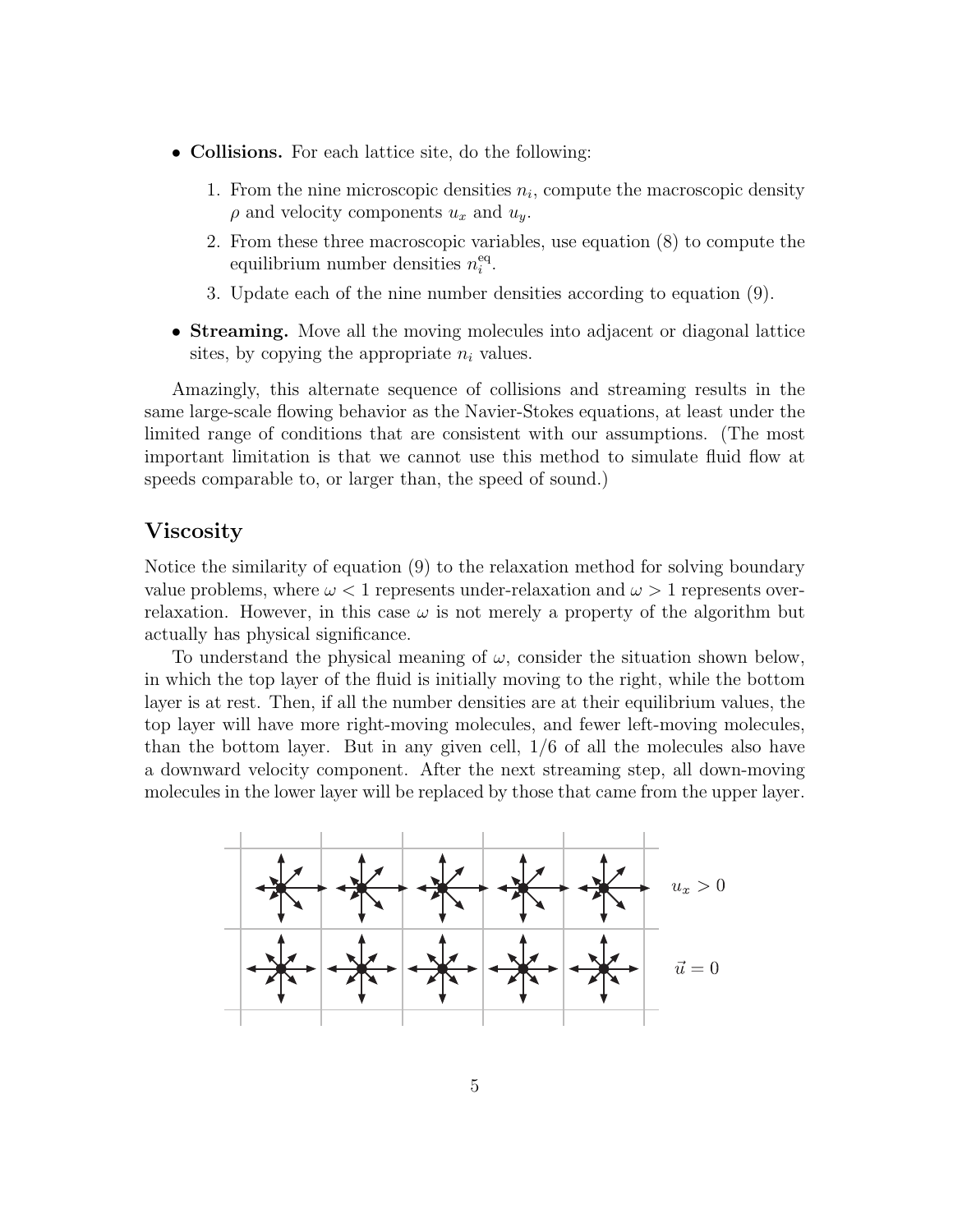- **Collisions.** For each lattice site, do the following:

  1. From the nine microscopic densities $n_i$, compute the macroscopic density $\rho$ and velocity components $u_x$ and $u_y$.
  2. From these three macroscopic variables, use equation (8) to compute the equilibrium number densities $n_i^{\mathrm{eq}}$.
  3. Update each of the nine number densities according to equation (9).

- **Streaming.** Move all the moving molecules into adjacent or diagonal lattice sites, by copying the appropriate $n_i$ values.

Amazingly, this alternate sequence of collisions and streaming results in the same large-scale flowing behavior as the Navier-Stokes equations, at least under the limited range of conditions that are consistent with our assumptions. (The most important limitation is that we cannot use this method to simulate fluid flow at speeds comparable to, or larger than, the speed of sound.)

## Viscosity

Notice the similarity of equation (9) to the relaxation method for solving boundary value problems, where $\omega < 1$ represents under-relaxation and $\omega > 1$ represents over-relaxation. However, in this case $\omega$ is not merely a property of the algorithm but actually has physical significance.

To understand the physical meaning of $\omega$, consider the situation shown below, in which the top layer of the fluid is initially moving to the right, while the bottom layer is at rest. Then, if all the number densities are at their equilibrium values, the top layer will have more right-moving molecules, and fewer left-moving molecules, than the bottom layer. But in any given cell, 1/6 of all the molecules also have a downward velocity component. After the next streaming step, all down-moving molecules in the lower layer will be replaced by those that came from the upper layer.

$u_x > 0$

$\vec{u} = 0$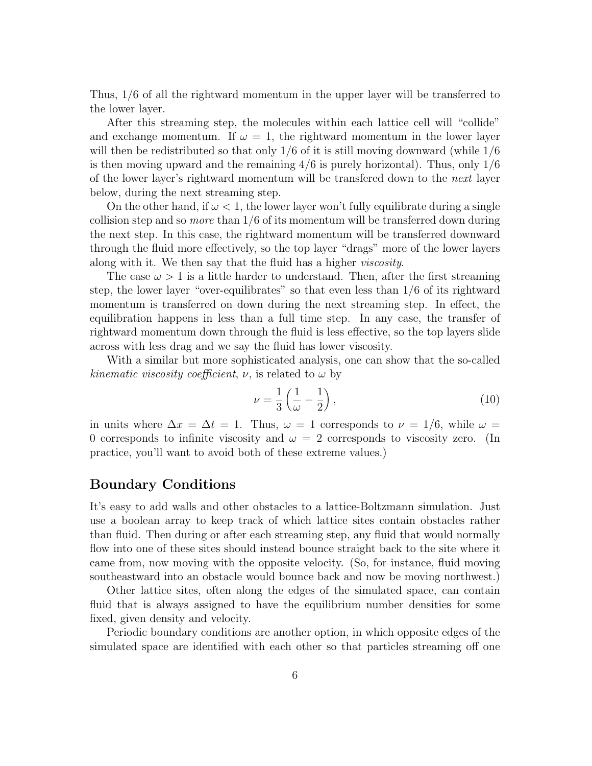Thus, 1/6 of all the rightward momentum in the upper layer will be transferred to the lower layer.

After this streaming step, the molecules within each lattice cell will "collide" and exchange momentum. If $\omega = 1$, the rightward momentum in the lower layer will then be redistributed so that only 1/6 of it is still moving downward (while 1/6 is then moving upward and the remaining 4/6 is purely horizontal). Thus, only 1/6 of the lower layer's rightward momentum will be transfered down to the *next* layer below, during the next streaming step.

On the other hand, if $\omega < 1$, the lower layer won't fully equilibrate during a single collision step and so *more* than 1/6 of its momentum will be transferred down during the next step. In this case, the rightward momentum will be transferred downward through the fluid more effectively, so the top layer "drags" more of the lower layers along with it. We then say that the fluid has a higher *viscosity*.

The case $\omega > 1$ is a little harder to understand. Then, after the first streaming step, the lower layer "over-equilibrates" so that even less than 1/6 of its rightward momentum is transferred on down during the next streaming step. In effect, the equilibration happens in less than a full time step. In any case, the transfer of rightward momentum down through the fluid is less effective, so the top layers slide across with less drag and we say the fluid has lower viscosity.

With a similar but more sophisticated analysis, one can show that the so-called *kinematic viscosity coefficient*, $\nu$, is related to $\omega$ by

$$\nu = \frac{1}{3}\left(\frac{1}{\omega} - \frac{1}{2}\right), \tag{10}$$

in units where $\Delta x = \Delta t = 1$. Thus, $\omega = 1$ corresponds to $\nu = 1/6$, while $\omega = 0$ corresponds to infinite viscosity and $\omega = 2$ corresponds to viscosity zero. (In practice, you'll want to avoid both of these extreme values.)

## Boundary Conditions

It's easy to add walls and other obstacles to a lattice-Boltzmann simulation. Just use a boolean array to keep track of which lattice sites contain obstacles rather than fluid. Then during or after each streaming step, any fluid that would normally flow into one of these sites should instead bounce straight back to the site where it came from, now moving with the opposite velocity. (So, for instance, fluid moving southeastward into an obstacle would bounce back and now be moving northwest.)

Other lattice sites, often along the edges of the simulated space, can contain fluid that is always assigned to have the equilibrium number densities for some fixed, given density and velocity.

Periodic boundary conditions are another option, in which opposite edges of the simulated space are identified with each other so that particles streaming off one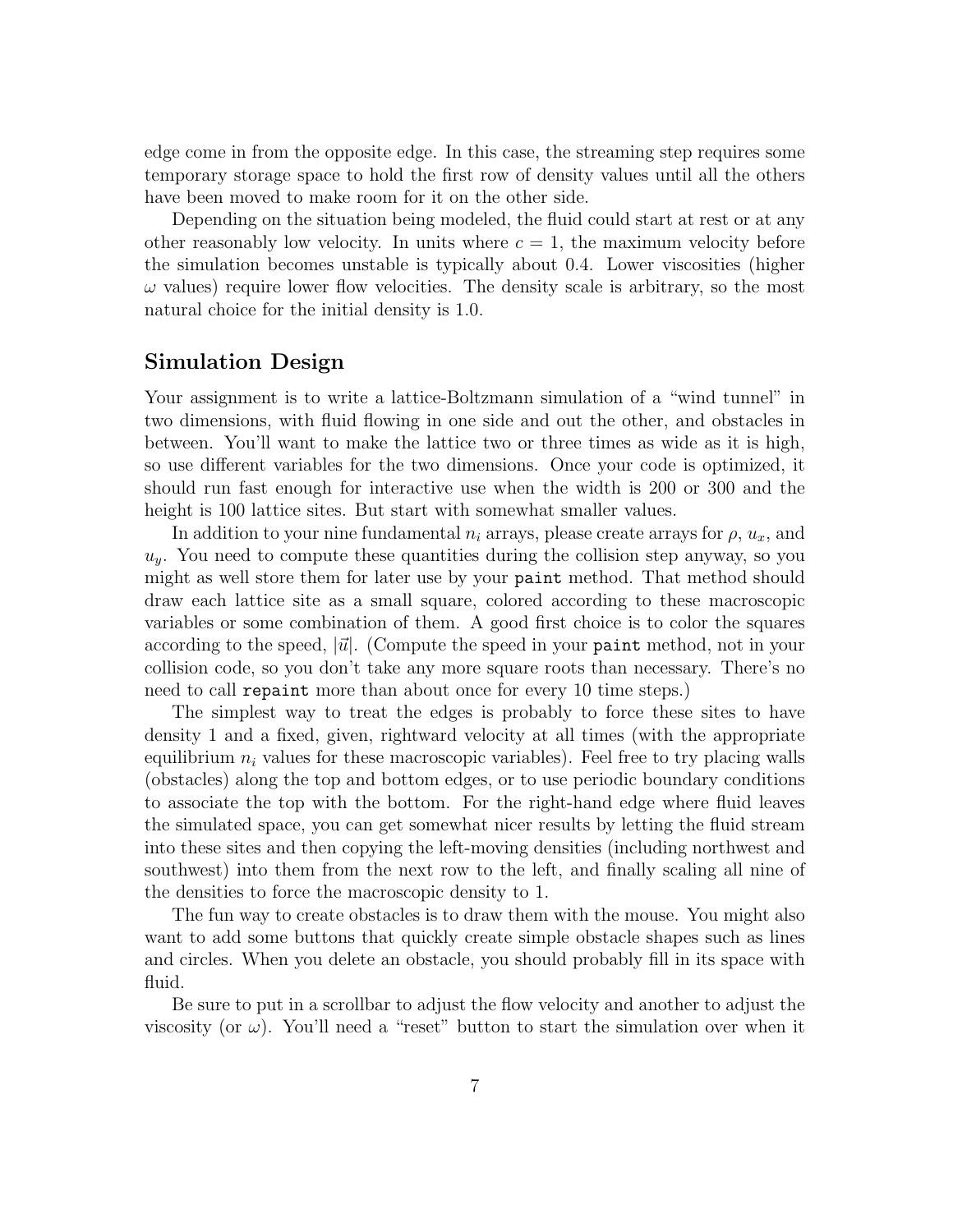edge come in from the opposite edge. In this case, the streaming step requires some temporary storage space to hold the first row of density values until all the others have been moved to make room for it on the other side.

Depending on the situation being modeled, the fluid could start at rest or at any other reasonably low velocity. In units where $c = 1$, the maximum velocity before the simulation becomes unstable is typically about 0.4. Lower viscosities (higher $\omega$ values) require lower flow velocities. The density scale is arbitrary, so the most natural choice for the initial density is 1.0.

## Simulation Design

Your assignment is to write a lattice-Boltzmann simulation of a "wind tunnel" in two dimensions, with fluid flowing in one side and out the other, and obstacles in between. You'll want to make the lattice two or three times as wide as it is high, so use different variables for the two dimensions. Once your code is optimized, it should run fast enough for interactive use when the width is 200 or 300 and the height is 100 lattice sites. But start with somewhat smaller values.

In addition to your nine fundamental $n_i$ arrays, please create arrays for $\rho$, $u_x$, and $u_y$. You need to compute these quantities during the collision step anyway, so you might as well store them for later use by your `paint` method. That method should draw each lattice site as a small square, colored according to these macroscopic variables or some combination of them. A good first choice is to color the squares according to the speed, $|\vec{u}|$. (Compute the speed in your `paint` method, not in your collision code, so you don't take any more square roots than necessary. There's no need to call `repaint` more than about once for every 10 time steps.)

The simplest way to treat the edges is probably to force these sites to have density 1 and a fixed, given, rightward velocity at all times (with the appropriate equilibrium $n_i$ values for these macroscopic variables). Feel free to try placing walls (obstacles) along the top and bottom edges, or to use periodic boundary conditions to associate the top with the bottom. For the right-hand edge where fluid leaves the simulated space, you can get somewhat nicer results by letting the fluid stream into these sites and then copying the left-moving densities (including northwest and southwest) into them from the next row to the left, and finally scaling all nine of the densities to force the macroscopic density to 1.

The fun way to create obstacles is to draw them with the mouse. You might also want to add some buttons that quickly create simple obstacle shapes such as lines and circles. When you delete an obstacle, you should probably fill in its space with fluid.

Be sure to put in a scrollbar to adjust the flow velocity and another to adjust the viscosity (or $\omega$). You'll need a "reset" button to start the simulation over when it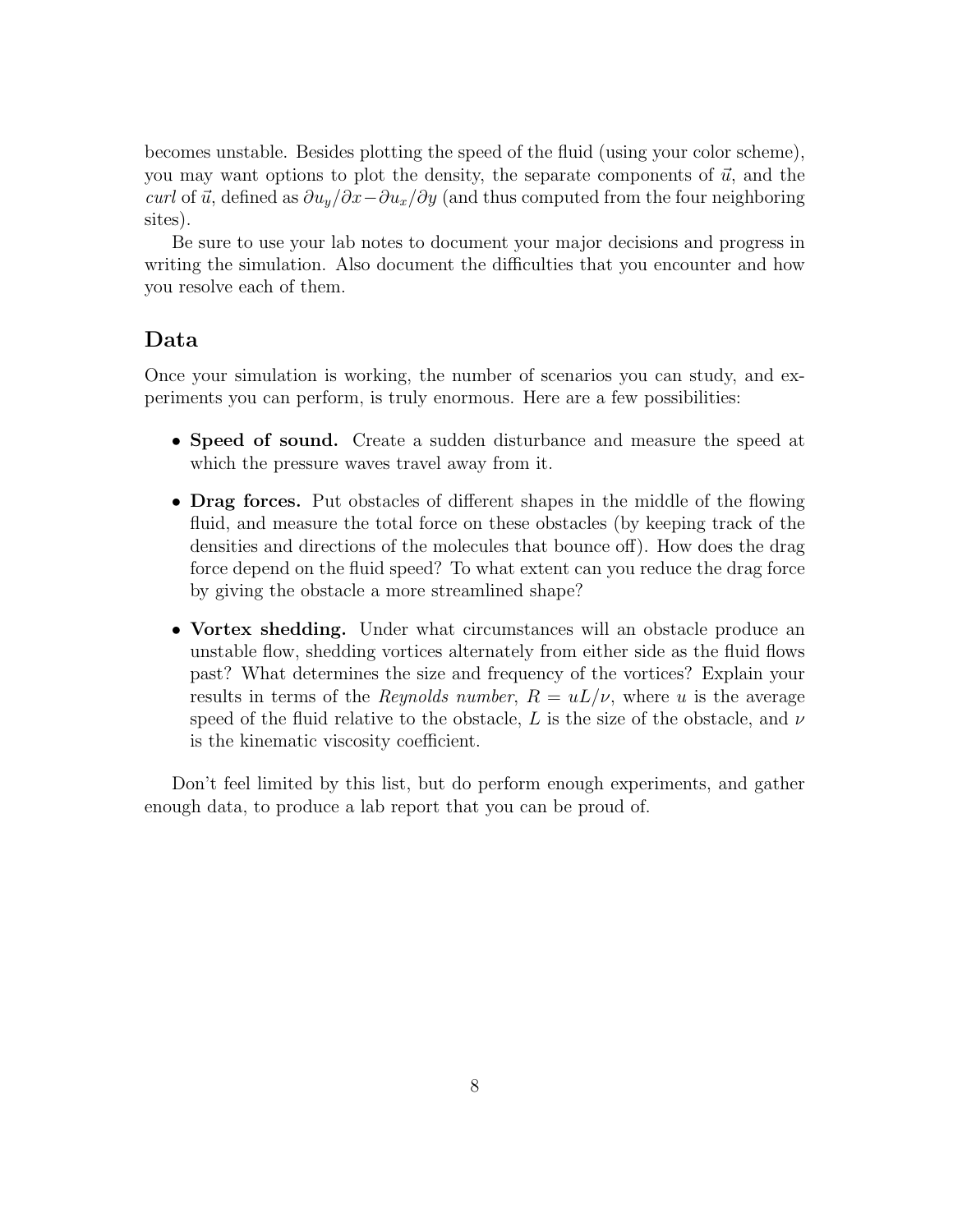becomes unstable. Besides plotting the speed of the fluid (using your color scheme), you may want options to plot the density, the separate components of $\vec{u}$, and the *curl* of $\vec{u}$, defined as $\partial u_y/\partial x - \partial u_x/\partial y$ (and thus computed from the four neighboring sites).

Be sure to use your lab notes to document your major decisions and progress in writing the simulation. Also document the difficulties that you encounter and how you resolve each of them.

## Data

Once your simulation is working, the number of scenarios you can study, and experiments you can perform, is truly enormous. Here are a few possibilities:

- **Speed of sound.** Create a sudden disturbance and measure the speed at which the pressure waves travel away from it.
- **Drag forces.** Put obstacles of different shapes in the middle of the flowing fluid, and measure the total force on these obstacles (by keeping track of the densities and directions of the molecules that bounce off). How does the drag force depend on the fluid speed? To what extent can you reduce the drag force by giving the obstacle a more streamlined shape?
- **Vortex shedding.** Under what circumstances will an obstacle produce an unstable flow, shedding vortices alternately from either side as the fluid flows past? What determines the size and frequency of the vortices? Explain your results in terms of the *Reynolds number*, $R = uL/\nu$, where $u$ is the average speed of the fluid relative to the obstacle, $L$ is the size of the obstacle, and $\nu$ is the kinematic viscosity coefficient.

Don't feel limited by this list, but do perform enough experiments, and gather enough data, to produce a lab report that you can be proud of.